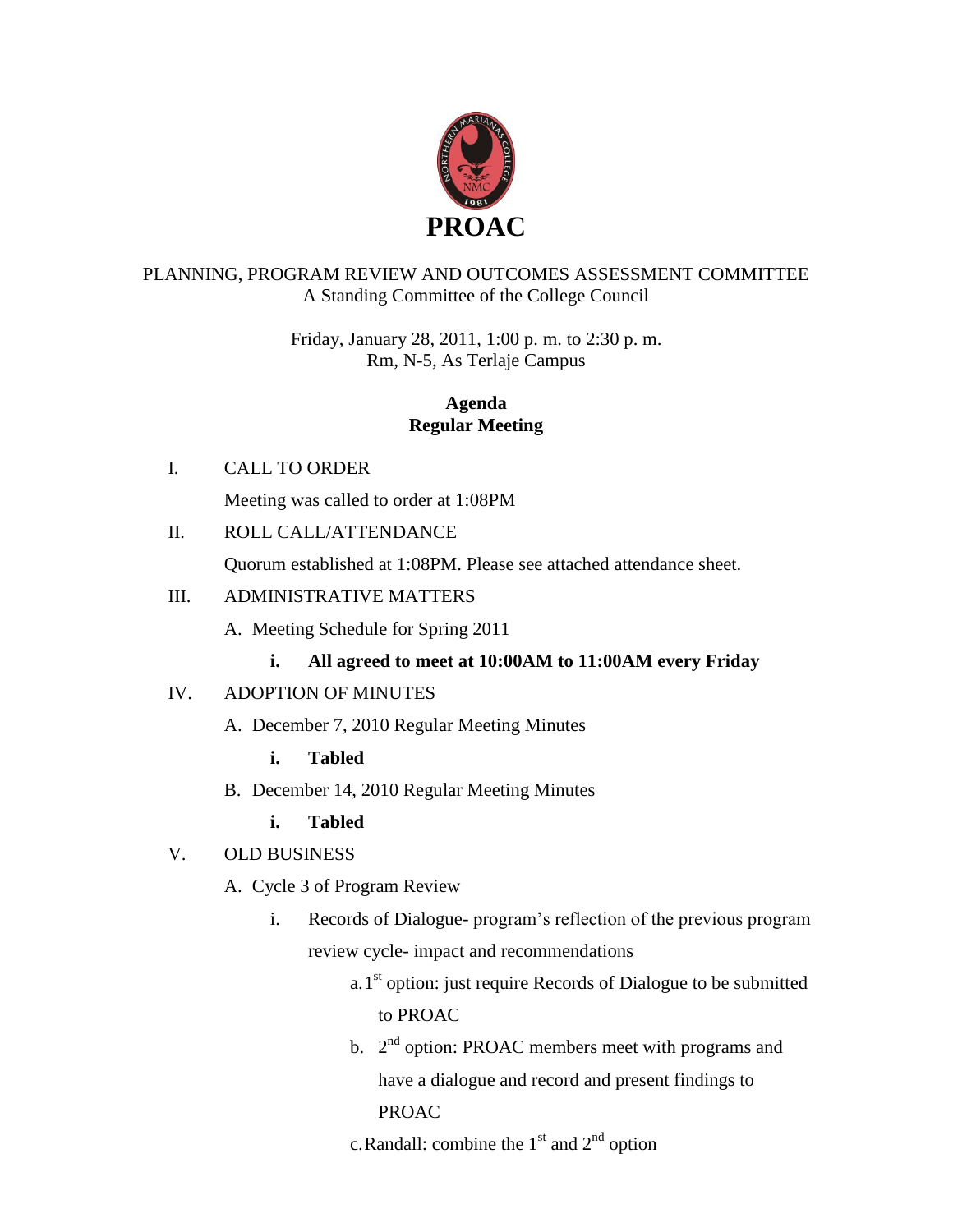# PROAC

PLANNING, PROGRAM REVIEW AND OUTCOMES ASSESSMENT COMMITTEE
A Standing Committee of the College Council

Friday, January 28, 2011, 1:00 p. m. to 2:30 p. m.
Rm, N-5, As Terlaje Campus

**Agenda**
**Regular Meeting**

I. CALL TO ORDER

Meeting was called to order at 1:08PM

II. ROLL CALL/ATTENDANCE

Quorum established at 1:08PM. Please see attached attendance sheet.

III. ADMINISTRATIVE MATTERS

A. Meeting Schedule for Spring 2011

i. **All agreed to meet at 10:00AM to 11:00AM every Friday**

IV. ADOPTION OF MINUTES

A. December 7, 2010 Regular Meeting Minutes

i. **Tabled**

B. December 14, 2010 Regular Meeting Minutes

i. **Tabled**

V. OLD BUSINESS

A. Cycle 3 of Program Review

i. Records of Dialogue- program's reflection of the previous program review cycle- impact and recommendations

a. 1st option: just require Records of Dialogue to be submitted to PROAC

b. 2nd option: PROAC members meet with programs and have a dialogue and record and present findings to PROAC

c. Randall: combine the 1st and 2nd option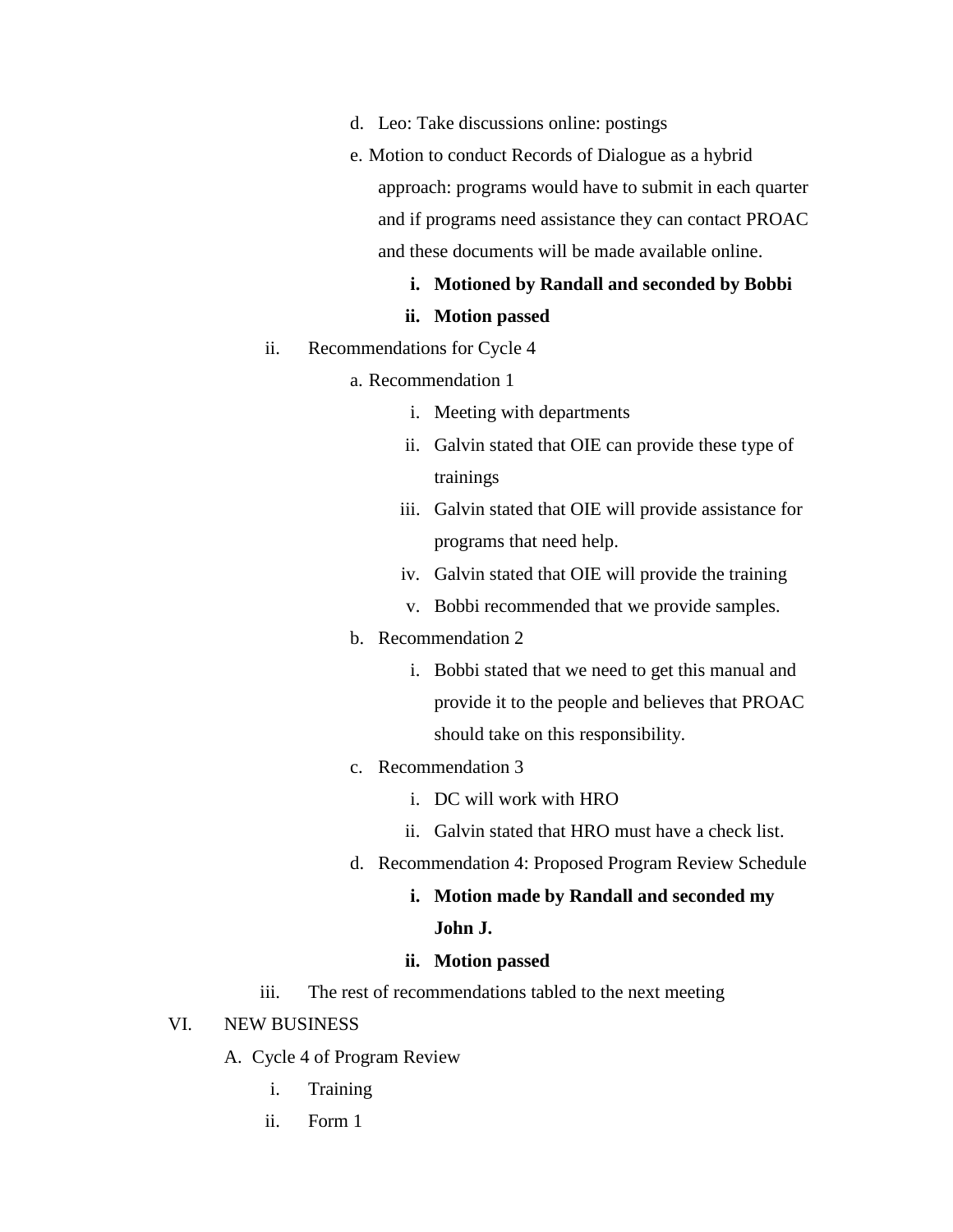- d. Leo: Take discussions online: postings
- e. Motion to conduct Records of Dialogue as a hybrid approach: programs would have to submit in each quarter and if programs need assistance they can contact PROAC and these documents will be made available online.
  - i. **Motioned by Randall and seconded by Bobbi**
  - ii. **Motion passed**

ii. Recommendations for Cycle 4

- a. Recommendation 1
  - i. Meeting with departments
  - ii. Galvin stated that OIE can provide these type of trainings
  - iii. Galvin stated that OIE will provide assistance for programs that need help.
  - iv. Galvin stated that OIE will provide the training
  - v. Bobbi recommended that we provide samples.
- b. Recommendation 2
  - i. Bobbi stated that we need to get this manual and provide it to the people and believes that PROAC should take on this responsibility.
- c. Recommendation 3
  - i. DC will work with HRO
  - ii. Galvin stated that HRO must have a check list.
- d. Recommendation 4: Proposed Program Review Schedule
  - i. **Motion made by Randall and seconded my John J.**
  - ii. **Motion passed**

iii. The rest of recommendations tabled to the next meeting

VI. NEW BUSINESS

A. Cycle 4 of Program Review

- i. Training
- ii. Form 1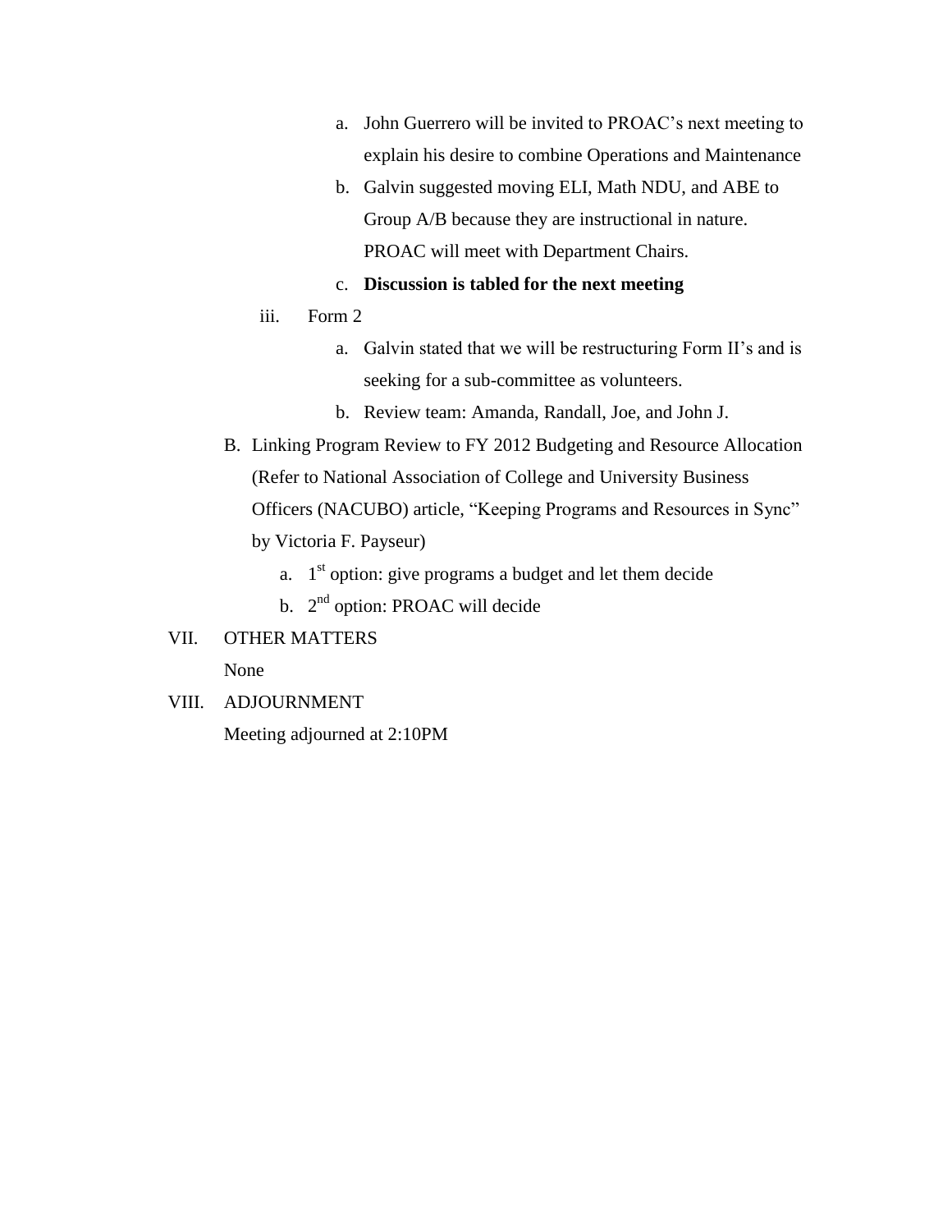a. John Guerrero will be invited to PROAC's next meeting to explain his desire to combine Operations and Maintenance

b. Galvin suggested moving ELI, Math NDU, and ABE to Group A/B because they are instructional in nature. PROAC will meet with Department Chairs.

c. **Discussion is tabled for the next meeting**

iii. Form 2

a. Galvin stated that we will be restructuring Form II's and is seeking for a sub-committee as volunteers.

b. Review team: Amanda, Randall, Joe, and John J.

B. Linking Program Review to FY 2012 Budgeting and Resource Allocation (Refer to National Association of College and University Business Officers (NACUBO) article, "Keeping Programs and Resources in Sync" by Victoria F. Payseur)

a. 1st option: give programs a budget and let them decide

b. 2nd option: PROAC will decide

VII. OTHER MATTERS

None

VIII. ADJOURNMENT

Meeting adjourned at 2:10PM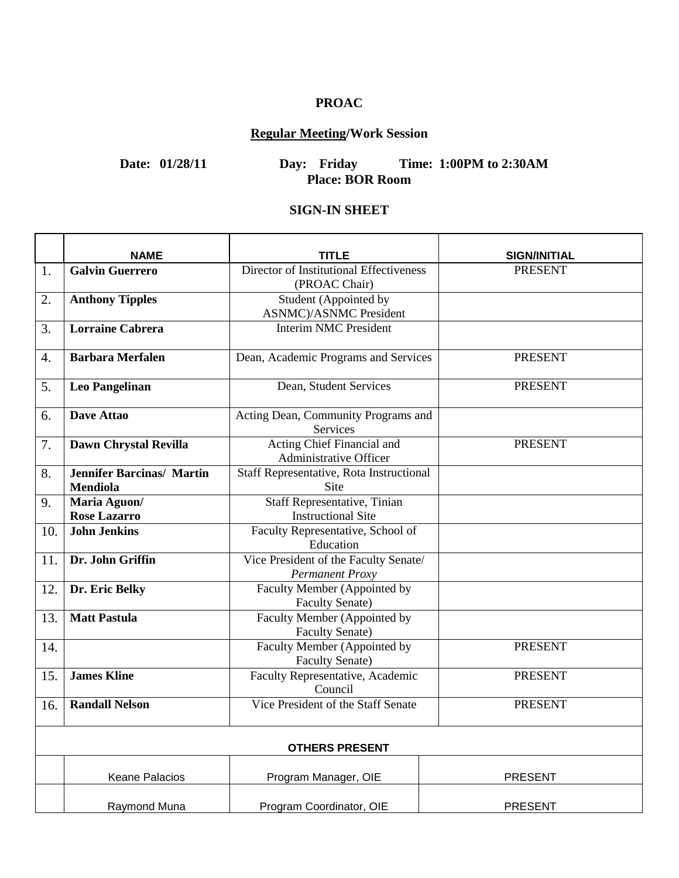**PROAC**

**Regular Meeting/Work Session**

**Date: 01/28/11 Day: Friday Time: 1:00PM to 2:30AM**
**Place: BOR Room**

**SIGN-IN SHEET**

| | NAME | TITLE | SIGN/INITIAL |
|---|---|---|---|
| 1. | **Galvin Guerrero** | Director of Institutional Effectiveness (PROAC Chair) | PRESENT |
| 2. | **Anthony Tipples** | Student (Appointed by ASNMC)/ASNMC President | |
| 3. | **Lorraine Cabrera** | Interim NMC President | |
| 4. | **Barbara Merfalen** | Dean, Academic Programs and Services | PRESENT |
| 5. | **Leo Pangelinan** | Dean, Student Services | PRESENT |
| 6. | **Dave Attao** | Acting Dean, Community Programs and Services | |
| 7. | **Dawn Chrystal Revilla** | Acting Chief Financial and Administrative Officer | PRESENT |
| 8. | **Jennifer Barcinas/ Martin Mendiola** | Staff Representative, Rota Instructional Site | |
| 9. | **Maria Aguon/ Rose Lazarro** | Staff Representative, Tinian Instructional Site | |
| 10. | **John Jenkins** | Faculty Representative, School of Education | |
| 11. | **Dr. John Griffin** | Vice President of the Faculty Senate/ *Permanent Proxy* | |
| 12. | **Dr. Eric Belky** | Faculty Member (Appointed by Faculty Senate) | |
| 13. | **Matt Pastula** | Faculty Member (Appointed by Faculty Senate) | |
| 14. | | Faculty Member (Appointed by Faculty Senate) | PRESENT |
| 15. | **James Kline** | Faculty Representative, Academic Council | PRESENT |
| 16. | **Randall Nelson** | Vice President of the Staff Senate | PRESENT |
| | **OTHERS PRESENT** | | |
| | Keane Palacios | Program Manager, OIE | PRESENT |
| | Raymond Muna | Program Coordinator, OIE | PRESENT |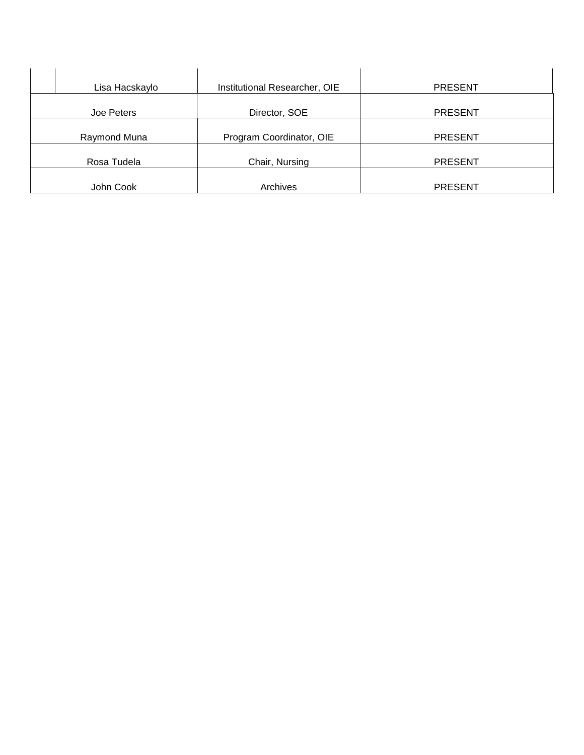| | | |
|---|---|---|
| Lisa Hacskaylo | Institutional Researcher, OIE | PRESENT |
| Joe Peters | Director, SOE | PRESENT |
| Raymond Muna | Program Coordinator, OIE | PRESENT |
| Rosa Tudela | Chair, Nursing | PRESENT |
| John Cook | Archives | PRESENT |